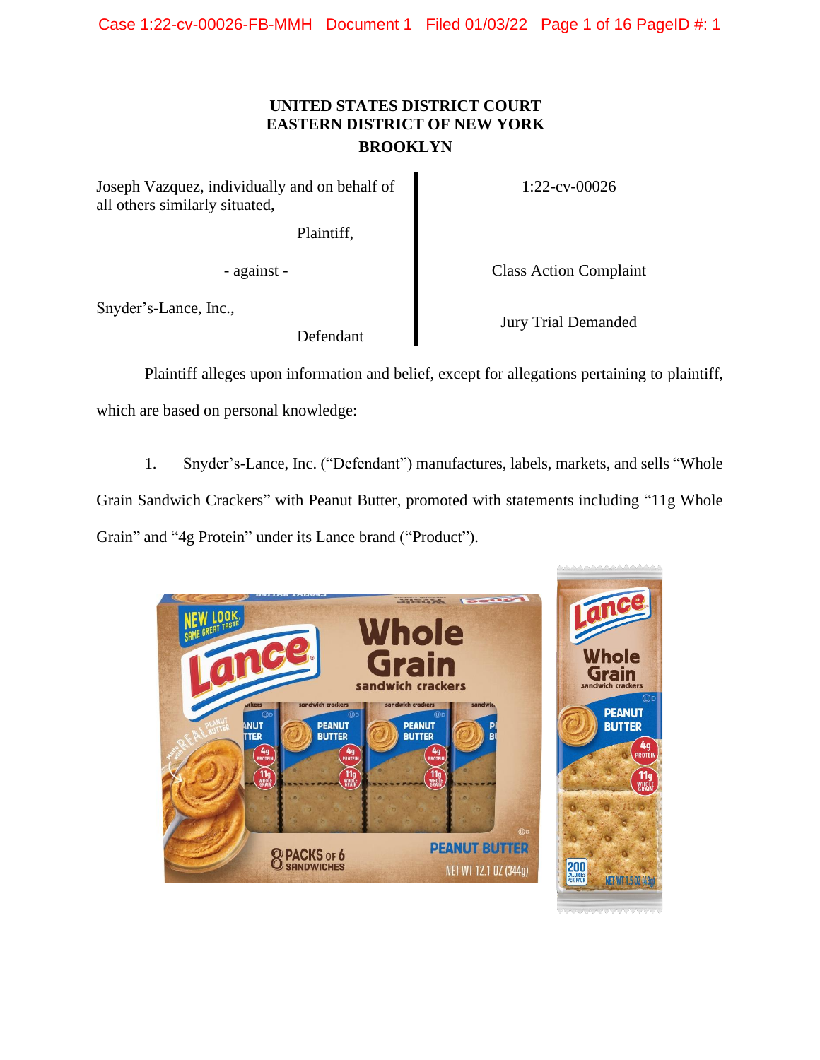# UNITED STATES DISTRICT COURT
# EASTERN DISTRICT OF NEW YORK
# BROOKLYN

| | |
|---|---|
| Joseph Vazquez, individually and on behalf of all others similarly situated,<br><br>Plaintiff,<br><br>- against -<br><br>Snyder's-Lance, Inc.,<br><br>Defendant | 1:22-cv-00026<br><br>Class Action Complaint<br><br>Jury Trial Demanded |

Plaintiff alleges upon information and belief, except for allegations pertaining to plaintiff, which are based on personal knowledge:

1. Snyder's-Lance, Inc. ("Defendant") manufactures, labels, markets, and sells "Whole Grain Sandwich Crackers" with Peanut Butter, promoted with statements including "11g Whole Grain" and "4g Protein" under its Lance brand ("Product").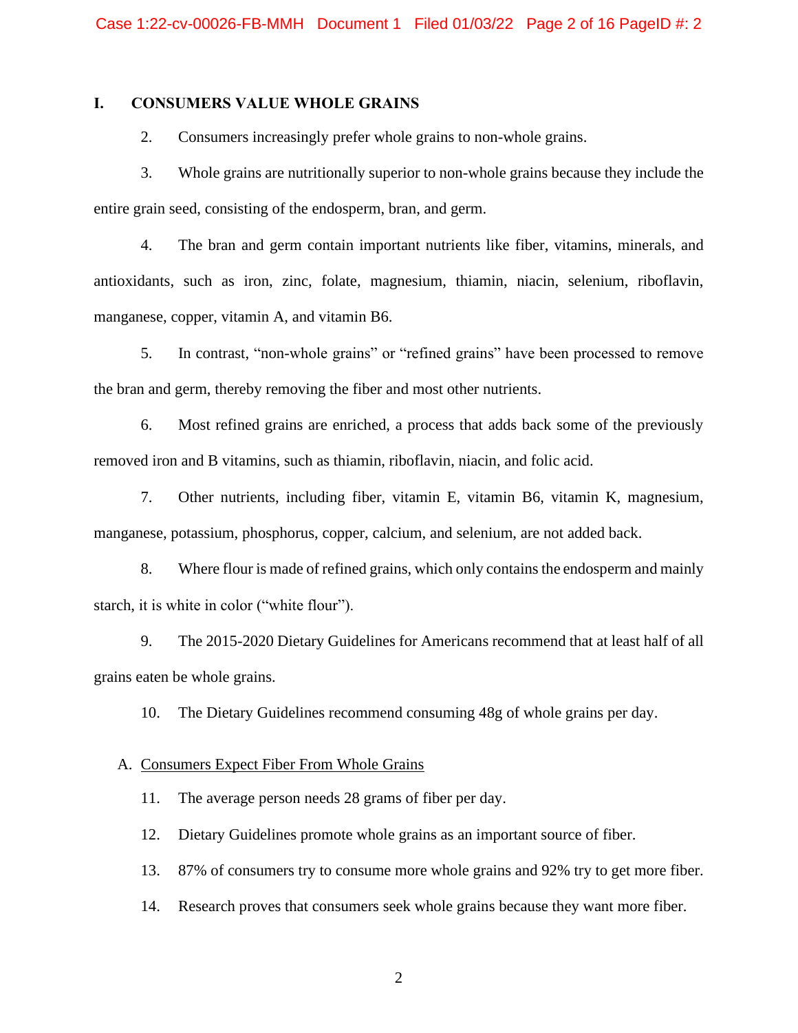## I. CONSUMERS VALUE WHOLE GRAINS

2. Consumers increasingly prefer whole grains to non-whole grains.

3. Whole grains are nutritionally superior to non-whole grains because they include the entire grain seed, consisting of the endosperm, bran, and germ.

4. The bran and germ contain important nutrients like fiber, vitamins, minerals, and antioxidants, such as iron, zinc, folate, magnesium, thiamin, niacin, selenium, riboflavin, manganese, copper, vitamin A, and vitamin B6.

5. In contrast, "non-whole grains" or "refined grains" have been processed to remove the bran and germ, thereby removing the fiber and most other nutrients.

6. Most refined grains are enriched, a process that adds back some of the previously removed iron and B vitamins, such as thiamin, riboflavin, niacin, and folic acid.

7. Other nutrients, including fiber, vitamin E, vitamin B6, vitamin K, magnesium, manganese, potassium, phosphorus, copper, calcium, and selenium, are not added back.

8. Where flour is made of refined grains, which only contains the endosperm and mainly starch, it is white in color ("white flour").

9. The 2015-2020 Dietary Guidelines for Americans recommend that at least half of all grains eaten be whole grains.

10. The Dietary Guidelines recommend consuming 48g of whole grains per day.

### A. <u>Consumers Expect Fiber From Whole Grains</u>

11. The average person needs 28 grams of fiber per day.

12. Dietary Guidelines promote whole grains as an important source of fiber.

13. 87% of consumers try to consume more whole grains and 92% try to get more fiber.

14. Research proves that consumers seek whole grains because they want more fiber.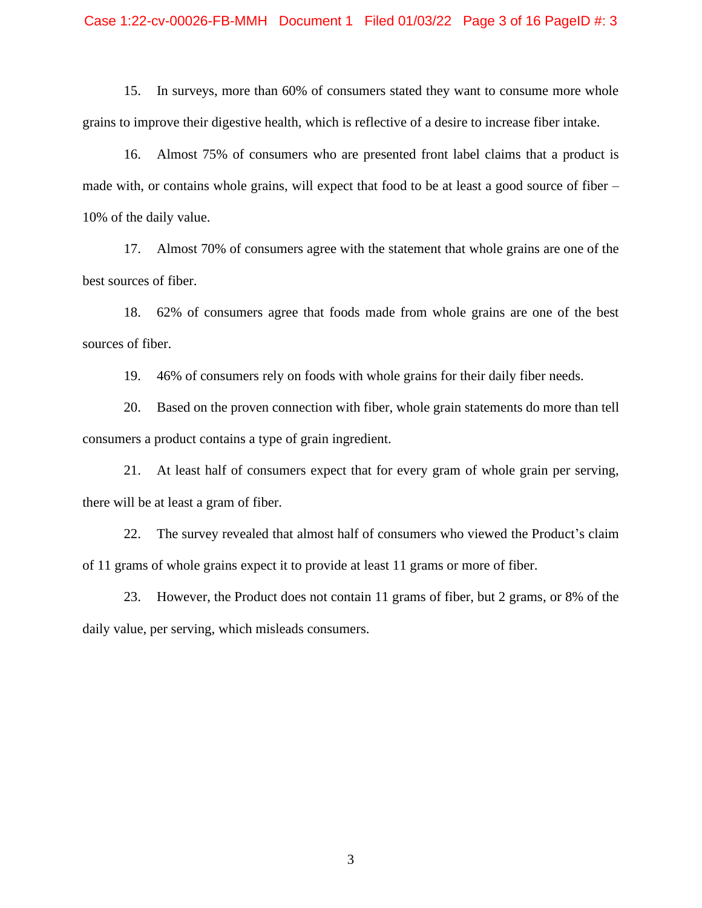15. In surveys, more than 60% of consumers stated they want to consume more whole grains to improve their digestive health, which is reflective of a desire to increase fiber intake.

16. Almost 75% of consumers who are presented front label claims that a product is made with, or contains whole grains, will expect that food to be at least a good source of fiber – 10% of the daily value.

17. Almost 70% of consumers agree with the statement that whole grains are one of the best sources of fiber.

18. 62% of consumers agree that foods made from whole grains are one of the best sources of fiber.

19. 46% of consumers rely on foods with whole grains for their daily fiber needs.

20. Based on the proven connection with fiber, whole grain statements do more than tell consumers a product contains a type of grain ingredient.

21. At least half of consumers expect that for every gram of whole grain per serving, there will be at least a gram of fiber.

22. The survey revealed that almost half of consumers who viewed the Product's claim of 11 grams of whole grains expect it to provide at least 11 grams or more of fiber.

23. However, the Product does not contain 11 grams of fiber, but 2 grams, or 8% of the daily value, per serving, which misleads consumers.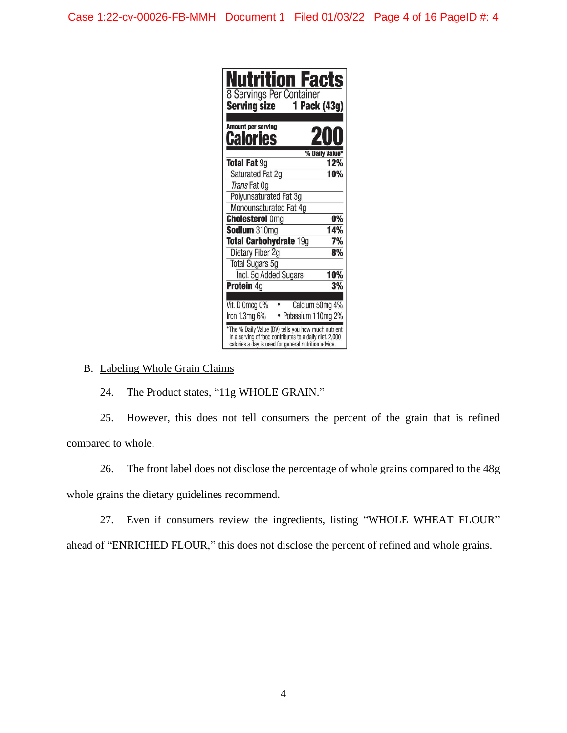| Nutrition Facts | |
|---|---|
| 8 Servings Per Container | |
| **Serving size** | **1 Pack (43g)** |
| **Amount per serving** | |
| **Calories** | **200** |
| | **% Daily Value*** |
| **Total Fat** 9g | **12%** |
| Saturated Fat 2g | **10%** |
| *Trans* Fat 0g | |
| Polyunsaturated Fat 3g | |
| Monounsaturated Fat 4g | |
| **Cholesterol** 0mg | **0%** |
| **Sodium** 310mg | **14%** |
| **Total Carbohydrate** 19g | **7%** |
| Dietary Fiber 2g | **8%** |
| Total Sugars 5g | |
| Incl. 5g Added Sugars | **10%** |
| **Protein** 4g | **3%** |
| Vit. D 0mcg 0% | Calcium 50mg 4% |
| Iron 1.3mg 6% | Potassium 110mg 2% |

*The % Daily Value (DV) tells you how much nutrient in a serving of food contributes to a daily diet. 2,000 calories a day is used for general nutrition advice.

B. Labeling Whole Grain Claims

24. The Product states, "11g WHOLE GRAIN."

25. However, this does not tell consumers the percent of the grain that is refined compared to whole.

26. The front label does not disclose the percentage of whole grains compared to the 48g whole grains the dietary guidelines recommend.

27. Even if consumers review the ingredients, listing "WHOLE WHEAT FLOUR" ahead of "ENRICHED FLOUR," this does not disclose the percent of refined and whole grains.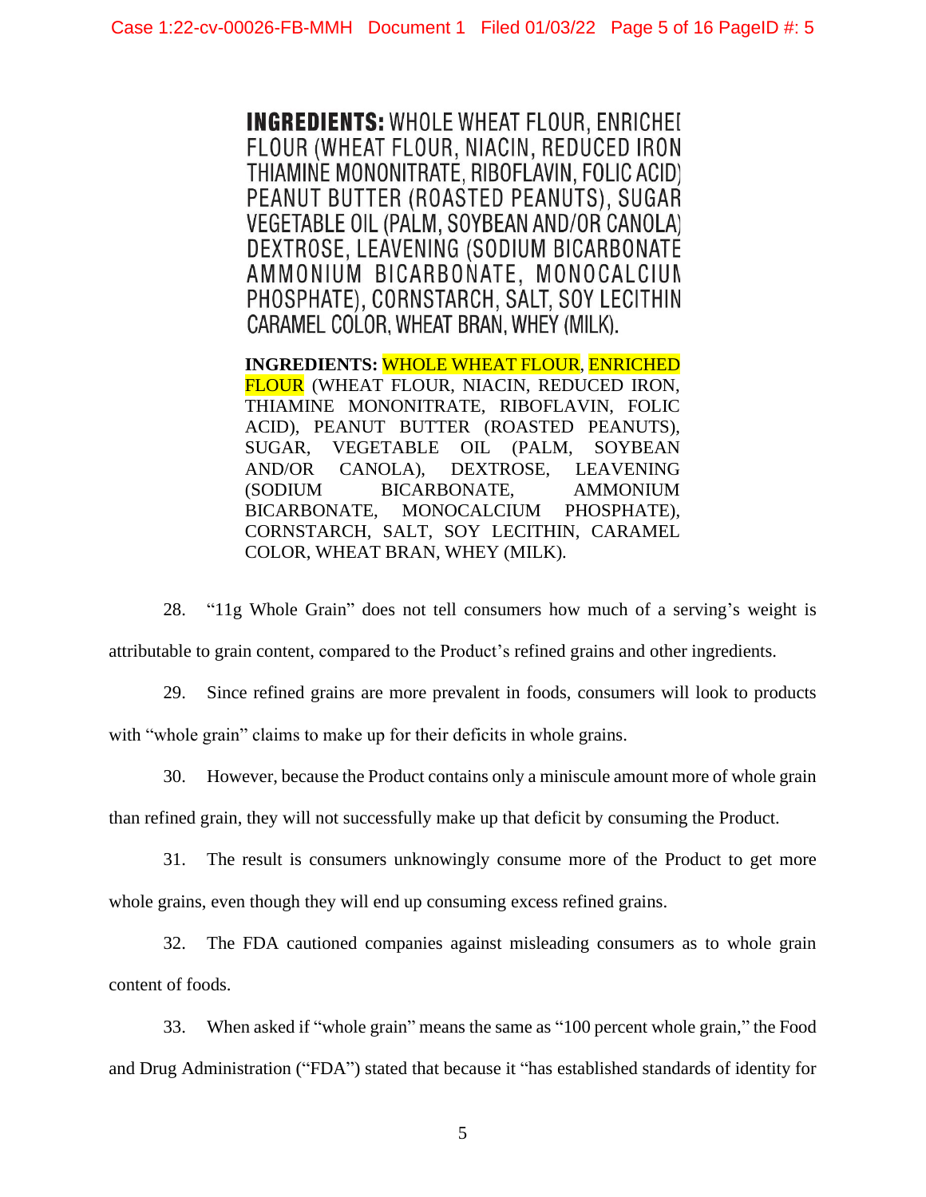**INGREDIENTS:** WHOLE WHEAT FLOUR, ENRICHED FLOUR (WHEAT FLOUR, NIACIN, REDUCED IRON THIAMINE MONONITRATE, RIBOFLAVIN, FOLIC ACID) PEANUT BUTTER (ROASTED PEANUTS), SUGAR VEGETABLE OIL (PALM, SOYBEAN AND/OR CANOLA) DEXTROSE, LEAVENING (SODIUM BICARBONATE AMMONIUM BICARBONATE, MONOCALCIUM PHOSPHATE), CORNSTARCH, SALT, SOY LECITHIN CARAMEL COLOR, WHEAT BRAN, WHEY (MILK).

**INGREDIENTS:** WHOLE WHEAT FLOUR, ENRICHED FLOUR (WHEAT FLOUR, NIACIN, REDUCED IRON, THIAMINE MONONITRATE, RIBOFLAVIN, FOLIC ACID), PEANUT BUTTER (ROASTED PEANUTS), SUGAR, VEGETABLE OIL (PALM, SOYBEAN AND/OR CANOLA), DEXTROSE, LEAVENING (SODIUM BICARBONATE, AMMONIUM BICARBONATE, MONOCALCIUM PHOSPHATE), CORNSTARCH, SALT, SOY LECITHIN, CARAMEL COLOR, WHEAT BRAN, WHEY (MILK).

28. "11g Whole Grain" does not tell consumers how much of a serving's weight is attributable to grain content, compared to the Product's refined grains and other ingredients.

29. Since refined grains are more prevalent in foods, consumers will look to products with "whole grain" claims to make up for their deficits in whole grains.

30. However, because the Product contains only a miniscule amount more of whole grain than refined grain, they will not successfully make up that deficit by consuming the Product.

31. The result is consumers unknowingly consume more of the Product to get more whole grains, even though they will end up consuming excess refined grains.

32. The FDA cautioned companies against misleading consumers as to whole grain content of foods.

33. When asked if "whole grain" means the same as "100 percent whole grain," the Food and Drug Administration ("FDA") stated that because it "has established standards of identity for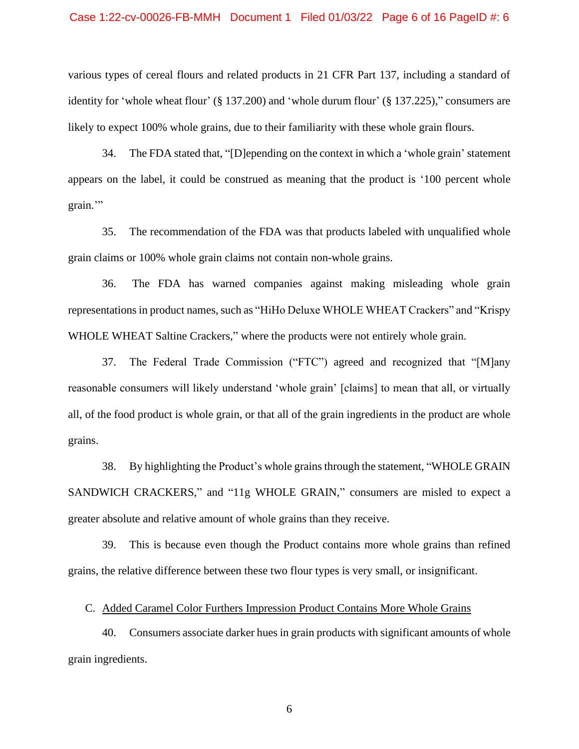various types of cereal flours and related products in 21 CFR Part 137, including a standard of identity for 'whole wheat flour' (§ 137.200) and 'whole durum flour' (§ 137.225)," consumers are likely to expect 100% whole grains, due to their familiarity with these whole grain flours.

34. The FDA stated that, "[D]epending on the context in which a 'whole grain' statement appears on the label, it could be construed as meaning that the product is '100 percent whole grain.'"

35. The recommendation of the FDA was that products labeled with unqualified whole grain claims or 100% whole grain claims not contain non-whole grains.

36. The FDA has warned companies against making misleading whole grain representations in product names, such as "HiHo Deluxe WHOLE WHEAT Crackers" and "Krispy WHOLE WHEAT Saltine Crackers," where the products were not entirely whole grain.

37. The Federal Trade Commission ("FTC") agreed and recognized that "[M]any reasonable consumers will likely understand 'whole grain' [claims] to mean that all, or virtually all, of the food product is whole grain, or that all of the grain ingredients in the product are whole grains.

38. By highlighting the Product's whole grains through the statement, "WHOLE GRAIN SANDWICH CRACKERS," and "11g WHOLE GRAIN," consumers are misled to expect a greater absolute and relative amount of whole grains than they receive.

39. This is because even though the Product contains more whole grains than refined grains, the relative difference between these two flour types is very small, or insignificant.

C. <u>Added Caramel Color Furthers Impression Product Contains More Whole Grains</u>

40. Consumers associate darker hues in grain products with significant amounts of whole grain ingredients.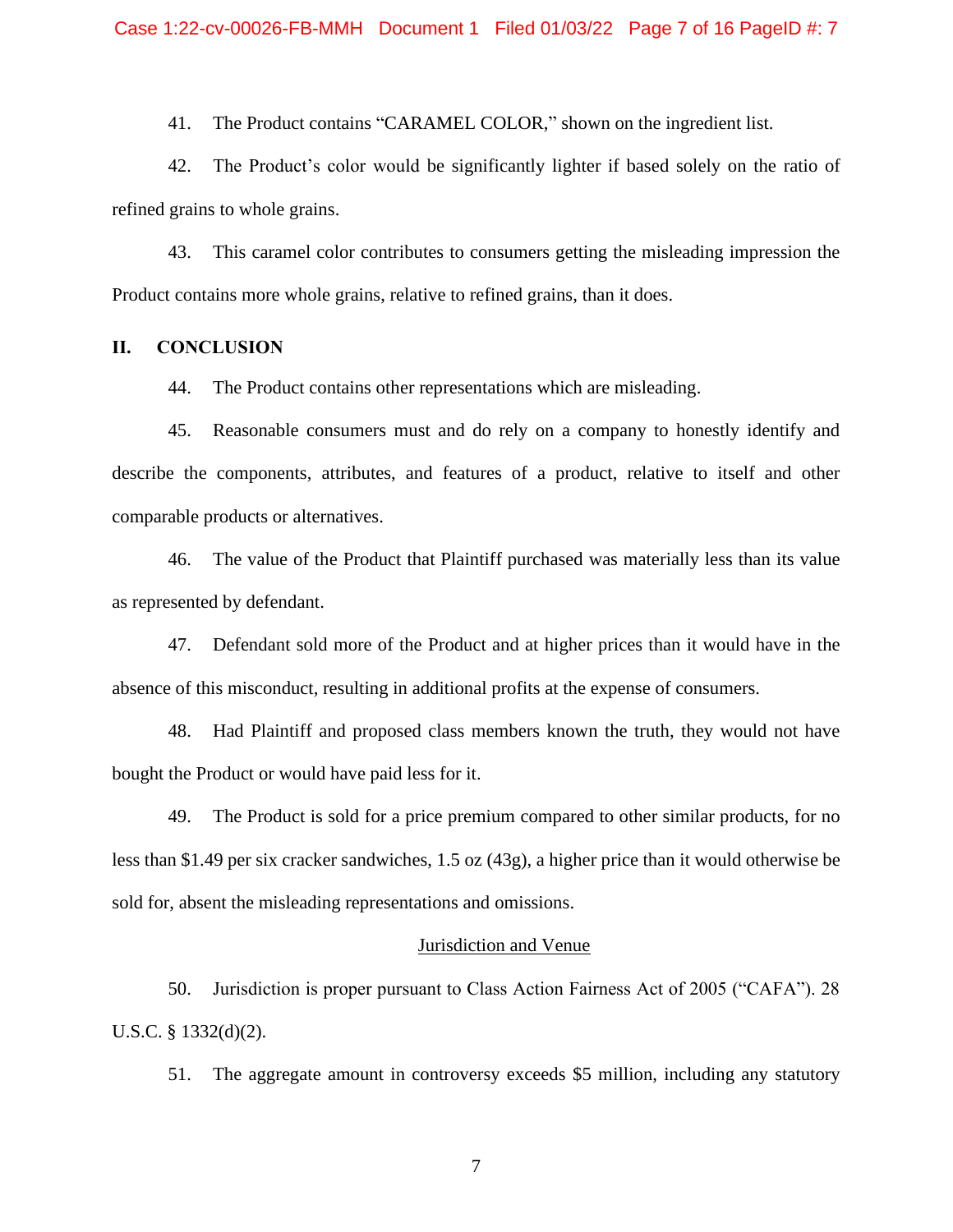41. The Product contains "CARAMEL COLOR," shown on the ingredient list.

42. The Product's color would be significantly lighter if based solely on the ratio of refined grains to whole grains.

43. This caramel color contributes to consumers getting the misleading impression the Product contains more whole grains, relative to refined grains, than it does.

## II. CONCLUSION

44. The Product contains other representations which are misleading.

45. Reasonable consumers must and do rely on a company to honestly identify and describe the components, attributes, and features of a product, relative to itself and other comparable products or alternatives.

46. The value of the Product that Plaintiff purchased was materially less than its value as represented by defendant.

47. Defendant sold more of the Product and at higher prices than it would have in the absence of this misconduct, resulting in additional profits at the expense of consumers.

48. Had Plaintiff and proposed class members known the truth, they would not have bought the Product or would have paid less for it.

49. The Product is sold for a price premium compared to other similar products, for no less than $1.49 per six cracker sandwiches, 1.5 oz (43g), a higher price than it would otherwise be sold for, absent the misleading representations and omissions.

Jurisdiction and Venue

50. Jurisdiction is proper pursuant to Class Action Fairness Act of 2005 ("CAFA"). 28 U.S.C. § 1332(d)(2).

51. The aggregate amount in controversy exceeds $5 million, including any statutory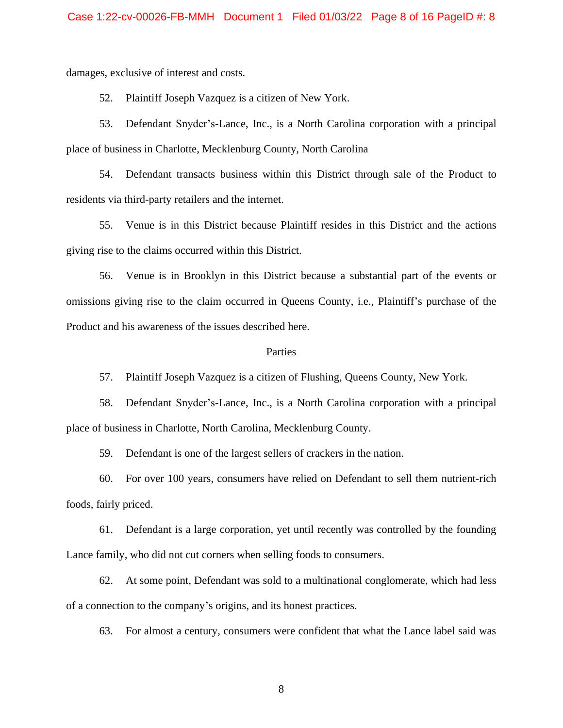damages, exclusive of interest and costs.

52. Plaintiff Joseph Vazquez is a citizen of New York.

53. Defendant Snyder's-Lance, Inc., is a North Carolina corporation with a principal place of business in Charlotte, Mecklenburg County, North Carolina

54. Defendant transacts business within this District through sale of the Product to residents via third-party retailers and the internet.

55. Venue is in this District because Plaintiff resides in this District and the actions giving rise to the claims occurred within this District.

56. Venue is in Brooklyn in this District because a substantial part of the events or omissions giving rise to the claim occurred in Queens County, i.e., Plaintiff's purchase of the Product and his awareness of the issues described here.

## Parties

57. Plaintiff Joseph Vazquez is a citizen of Flushing, Queens County, New York.

58. Defendant Snyder's-Lance, Inc., is a North Carolina corporation with a principal place of business in Charlotte, North Carolina, Mecklenburg County.

59. Defendant is one of the largest sellers of crackers in the nation.

60. For over 100 years, consumers have relied on Defendant to sell them nutrient-rich foods, fairly priced.

61. Defendant is a large corporation, yet until recently was controlled by the founding Lance family, who did not cut corners when selling foods to consumers.

62. At some point, Defendant was sold to a multinational conglomerate, which had less of a connection to the company's origins, and its honest practices.

63. For almost a century, consumers were confident that what the Lance label said was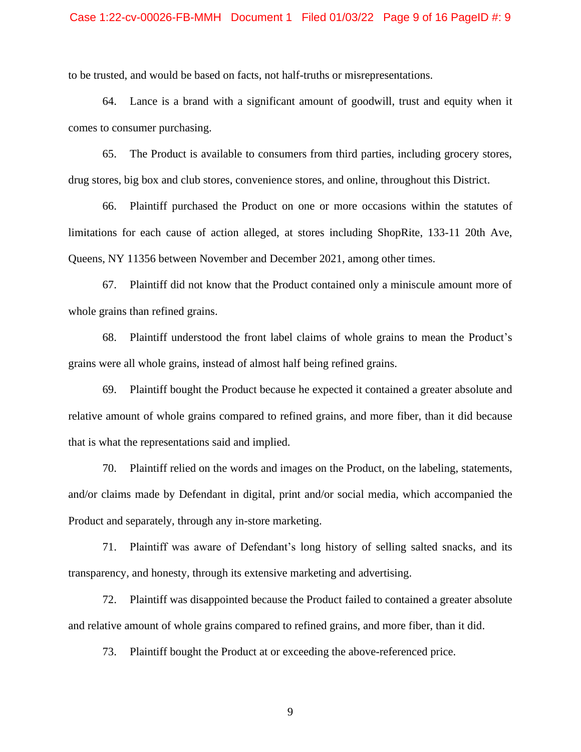to be trusted, and would be based on facts, not half-truths or misrepresentations.

64. Lance is a brand with a significant amount of goodwill, trust and equity when it comes to consumer purchasing.

65. The Product is available to consumers from third parties, including grocery stores, drug stores, big box and club stores, convenience stores, and online, throughout this District.

66. Plaintiff purchased the Product on one or more occasions within the statutes of limitations for each cause of action alleged, at stores including ShopRite, 133-11 20th Ave, Queens, NY 11356 between November and December 2021, among other times.

67. Plaintiff did not know that the Product contained only a miniscule amount more of whole grains than refined grains.

68. Plaintiff understood the front label claims of whole grains to mean the Product's grains were all whole grains, instead of almost half being refined grains.

69. Plaintiff bought the Product because he expected it contained a greater absolute and relative amount of whole grains compared to refined grains, and more fiber, than it did because that is what the representations said and implied.

70. Plaintiff relied on the words and images on the Product, on the labeling, statements, and/or claims made by Defendant in digital, print and/or social media, which accompanied the Product and separately, through any in-store marketing.

71. Plaintiff was aware of Defendant's long history of selling salted snacks, and its transparency, and honesty, through its extensive marketing and advertising.

72. Plaintiff was disappointed because the Product failed to contained a greater absolute and relative amount of whole grains compared to refined grains, and more fiber, than it did.

73. Plaintiff bought the Product at or exceeding the above-referenced price.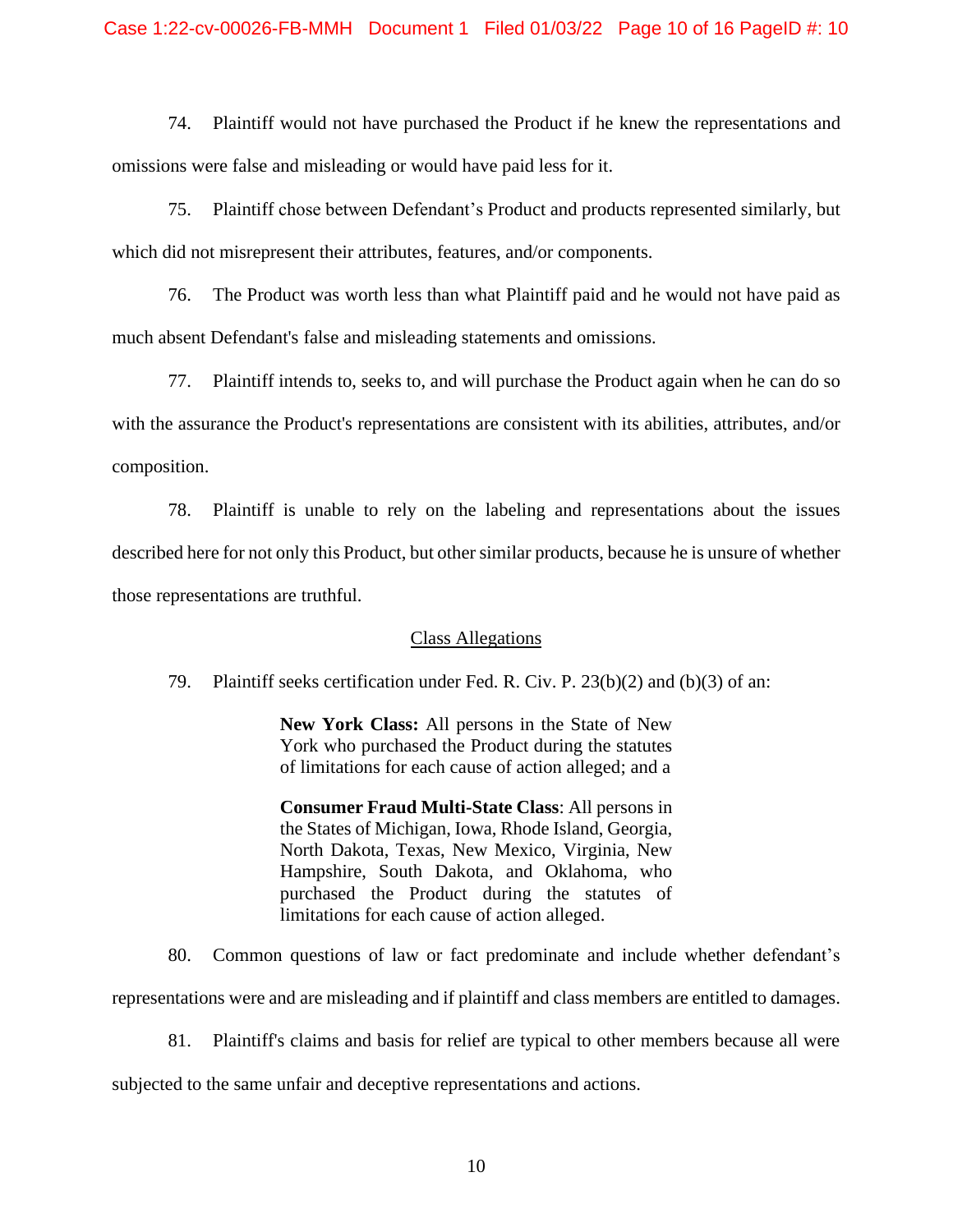74. Plaintiff would not have purchased the Product if he knew the representations and omissions were false and misleading or would have paid less for it.

75. Plaintiff chose between Defendant's Product and products represented similarly, but which did not misrepresent their attributes, features, and/or components.

76. The Product was worth less than what Plaintiff paid and he would not have paid as much absent Defendant's false and misleading statements and omissions.

77. Plaintiff intends to, seeks to, and will purchase the Product again when he can do so with the assurance the Product's representations are consistent with its abilities, attributes, and/or composition.

78. Plaintiff is unable to rely on the labeling and representations about the issues described here for not only this Product, but other similar products, because he is unsure of whether those representations are truthful.

## Class Allegations

79. Plaintiff seeks certification under Fed. R. Civ. P. 23(b)(2) and (b)(3) of an:

> **New York Class:** All persons in the State of New York who purchased the Product during the statutes of limitations for each cause of action alleged; and a
>
> **Consumer Fraud Multi-State Class**: All persons in the States of Michigan, Iowa, Rhode Island, Georgia, North Dakota, Texas, New Mexico, Virginia, New Hampshire, South Dakota, and Oklahoma, who purchased the Product during the statutes of limitations for each cause of action alleged.

80. Common questions of law or fact predominate and include whether defendant's representations were and are misleading and if plaintiff and class members are entitled to damages.

81. Plaintiff's claims and basis for relief are typical to other members because all were subjected to the same unfair and deceptive representations and actions.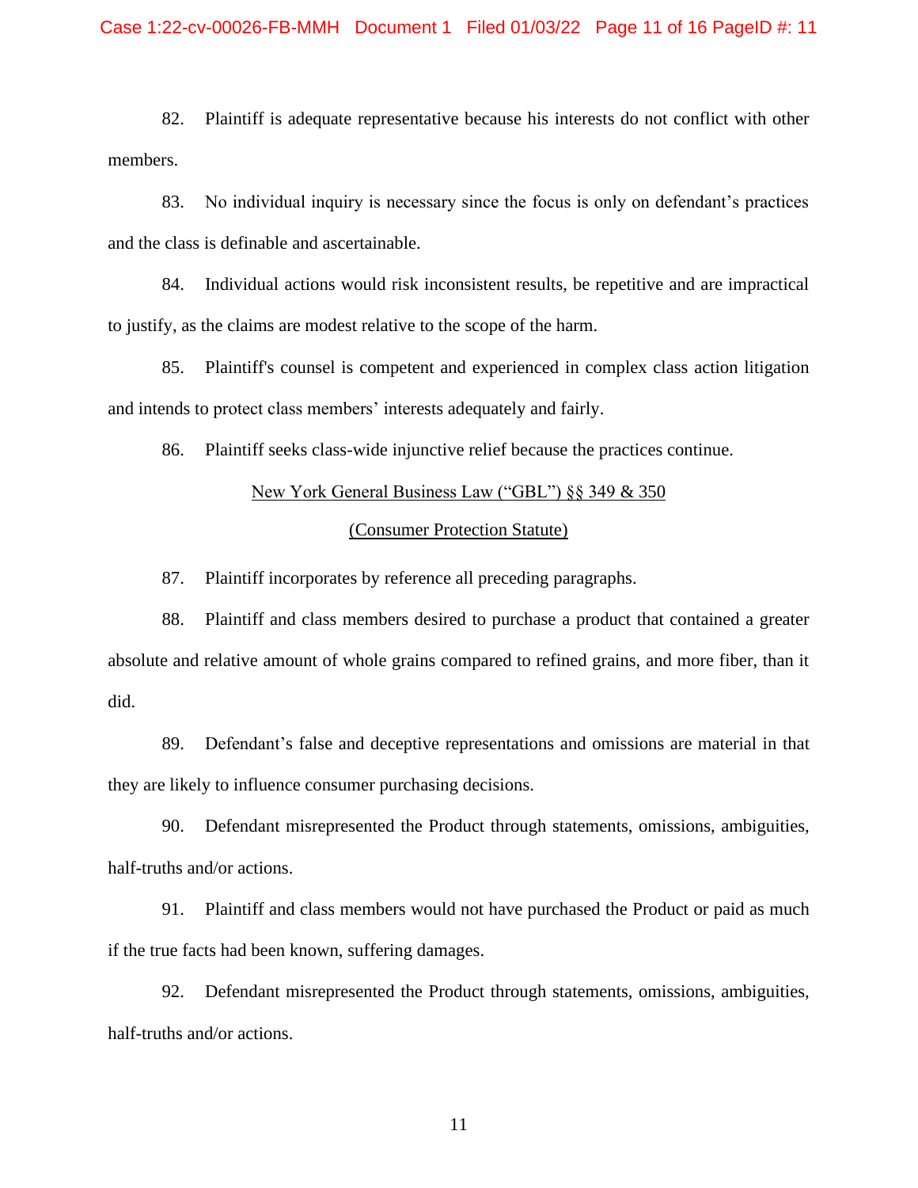82. Plaintiff is adequate representative because his interests do not conflict with other members.

83. No individual inquiry is necessary since the focus is only on defendant's practices and the class is definable and ascertainable.

84. Individual actions would risk inconsistent results, be repetitive and are impractical to justify, as the claims are modest relative to the scope of the harm.

85. Plaintiff's counsel is competent and experienced in complex class action litigation and intends to protect class members' interests adequately and fairly.

86. Plaintiff seeks class-wide injunctive relief because the practices continue.

<u>New York General Business Law ("GBL") §§ 349 & 350</u>

<u>(Consumer Protection Statute)</u>

87. Plaintiff incorporates by reference all preceding paragraphs.

88. Plaintiff and class members desired to purchase a product that contained a greater absolute and relative amount of whole grains compared to refined grains, and more fiber, than it did.

89. Defendant's false and deceptive representations and omissions are material in that they are likely to influence consumer purchasing decisions.

90. Defendant misrepresented the Product through statements, omissions, ambiguities, half-truths and/or actions.

91. Plaintiff and class members would not have purchased the Product or paid as much if the true facts had been known, suffering damages.

92. Defendant misrepresented the Product through statements, omissions, ambiguities, half-truths and/or actions.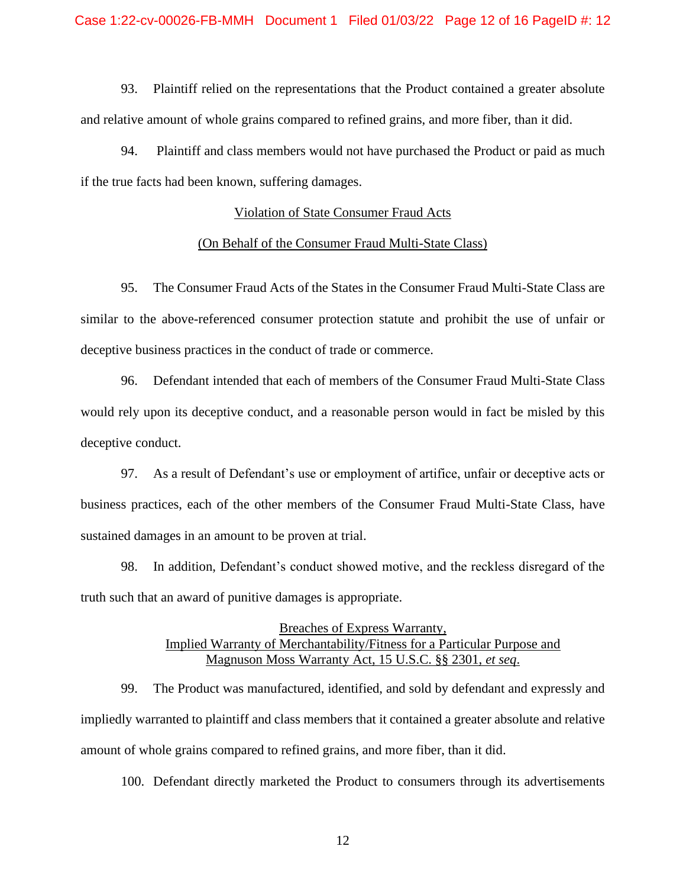93. Plaintiff relied on the representations that the Product contained a greater absolute and relative amount of whole grains compared to refined grains, and more fiber, than it did.

94. Plaintiff and class members would not have purchased the Product or paid as much if the true facts had been known, suffering damages.

<u>Violation of State Consumer Fraud Acts</u>

<u>(On Behalf of the Consumer Fraud Multi-State Class)</u>

95. The Consumer Fraud Acts of the States in the Consumer Fraud Multi-State Class are similar to the above-referenced consumer protection statute and prohibit the use of unfair or deceptive business practices in the conduct of trade or commerce.

96. Defendant intended that each of members of the Consumer Fraud Multi-State Class would rely upon its deceptive conduct, and a reasonable person would in fact be misled by this deceptive conduct.

97. As a result of Defendant's use or employment of artifice, unfair or deceptive acts or business practices, each of the other members of the Consumer Fraud Multi-State Class, have sustained damages in an amount to be proven at trial.

98. In addition, Defendant's conduct showed motive, and the reckless disregard of the truth such that an award of punitive damages is appropriate.

<u>Breaches of Express Warranty,</u>
<u>Implied Warranty of Merchantability/Fitness for a Particular Purpose and</u>
<u>Magnuson Moss Warranty Act, 15 U.S.C. §§ 2301, *et seq*.</u>

99. The Product was manufactured, identified, and sold by defendant and expressly and impliedly warranted to plaintiff and class members that it contained a greater absolute and relative amount of whole grains compared to refined grains, and more fiber, than it did.

100. Defendant directly marketed the Product to consumers through its advertisements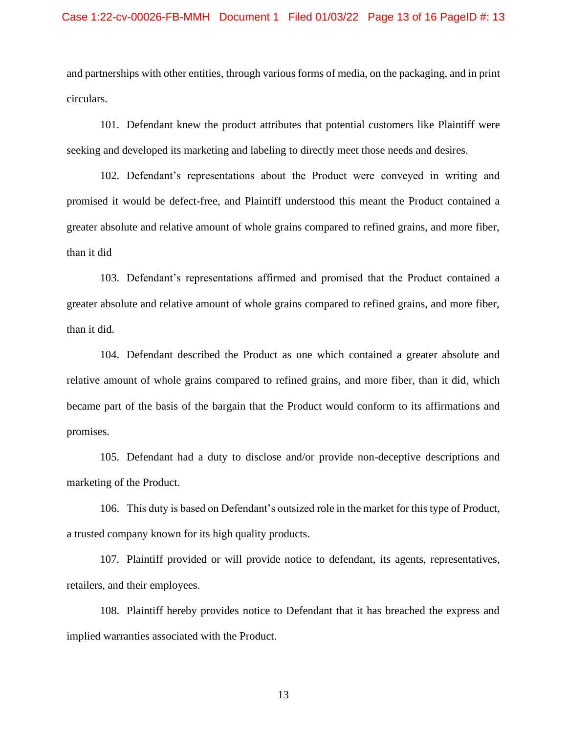and partnerships with other entities, through various forms of media, on the packaging, and in print circulars.

101. Defendant knew the product attributes that potential customers like Plaintiff were seeking and developed its marketing and labeling to directly meet those needs and desires.

102. Defendant's representations about the Product were conveyed in writing and promised it would be defect-free, and Plaintiff understood this meant the Product contained a greater absolute and relative amount of whole grains compared to refined grains, and more fiber, than it did

103. Defendant's representations affirmed and promised that the Product contained a greater absolute and relative amount of whole grains compared to refined grains, and more fiber, than it did.

104. Defendant described the Product as one which contained a greater absolute and relative amount of whole grains compared to refined grains, and more fiber, than it did, which became part of the basis of the bargain that the Product would conform to its affirmations and promises.

105. Defendant had a duty to disclose and/or provide non-deceptive descriptions and marketing of the Product.

106. This duty is based on Defendant's outsized role in the market for this type of Product, a trusted company known for its high quality products.

107. Plaintiff provided or will provide notice to defendant, its agents, representatives, retailers, and their employees.

108. Plaintiff hereby provides notice to Defendant that it has breached the express and implied warranties associated with the Product.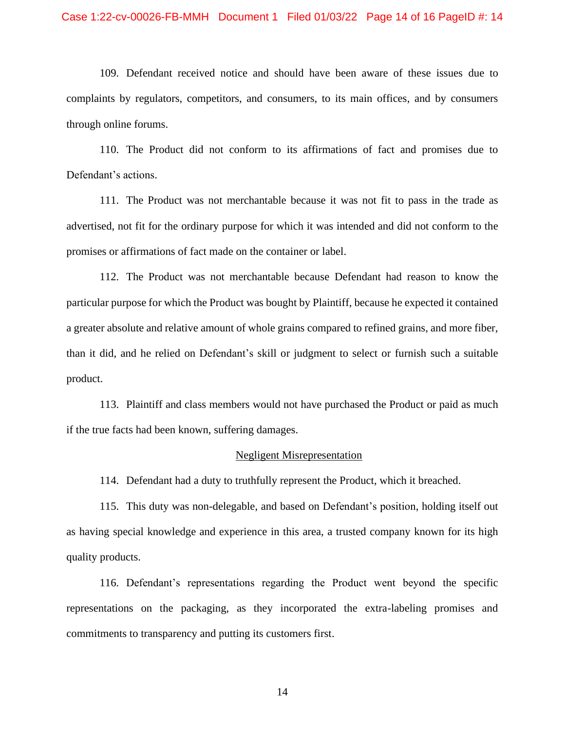109. Defendant received notice and should have been aware of these issues due to complaints by regulators, competitors, and consumers, to its main offices, and by consumers through online forums.

110. The Product did not conform to its affirmations of fact and promises due to Defendant's actions.

111. The Product was not merchantable because it was not fit to pass in the trade as advertised, not fit for the ordinary purpose for which it was intended and did not conform to the promises or affirmations of fact made on the container or label.

112. The Product was not merchantable because Defendant had reason to know the particular purpose for which the Product was bought by Plaintiff, because he expected it contained a greater absolute and relative amount of whole grains compared to refined grains, and more fiber, than it did, and he relied on Defendant's skill or judgment to select or furnish such a suitable product.

113. Plaintiff and class members would not have purchased the Product or paid as much if the true facts had been known, suffering damages.

<u>Negligent Misrepresentation</u>

114. Defendant had a duty to truthfully represent the Product, which it breached.

115. This duty was non-delegable, and based on Defendant's position, holding itself out as having special knowledge and experience in this area, a trusted company known for its high quality products.

116. Defendant's representations regarding the Product went beyond the specific representations on the packaging, as they incorporated the extra-labeling promises and commitments to transparency and putting its customers first.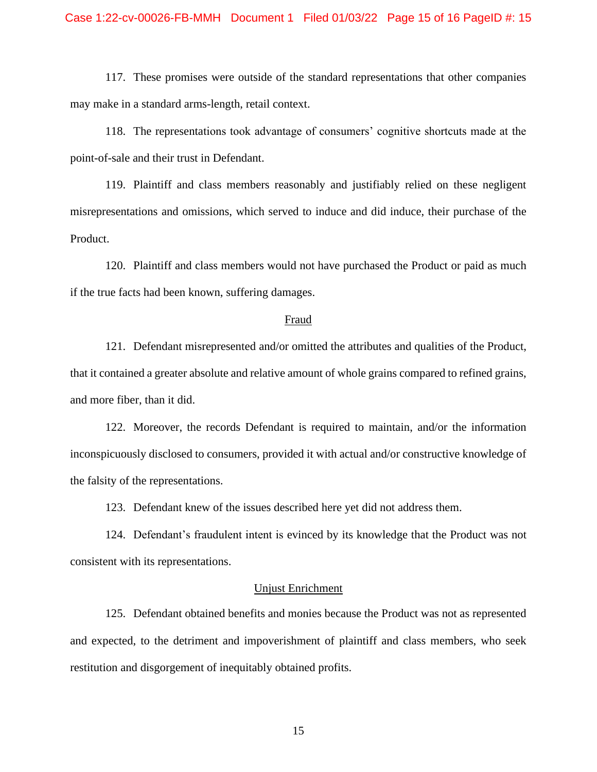117. These promises were outside of the standard representations that other companies may make in a standard arms-length, retail context.

118. The representations took advantage of consumers' cognitive shortcuts made at the point-of-sale and their trust in Defendant.

119. Plaintiff and class members reasonably and justifiably relied on these negligent misrepresentations and omissions, which served to induce and did induce, their purchase of the Product.

120. Plaintiff and class members would not have purchased the Product or paid as much if the true facts had been known, suffering damages.

## Fraud

121. Defendant misrepresented and/or omitted the attributes and qualities of the Product, that it contained a greater absolute and relative amount of whole grains compared to refined grains, and more fiber, than it did.

122. Moreover, the records Defendant is required to maintain, and/or the information inconspicuously disclosed to consumers, provided it with actual and/or constructive knowledge of the falsity of the representations.

123. Defendant knew of the issues described here yet did not address them.

124. Defendant's fraudulent intent is evinced by its knowledge that the Product was not consistent with its representations.

## Unjust Enrichment

125. Defendant obtained benefits and monies because the Product was not as represented and expected, to the detriment and impoverishment of plaintiff and class members, who seek restitution and disgorgement of inequitably obtained profits.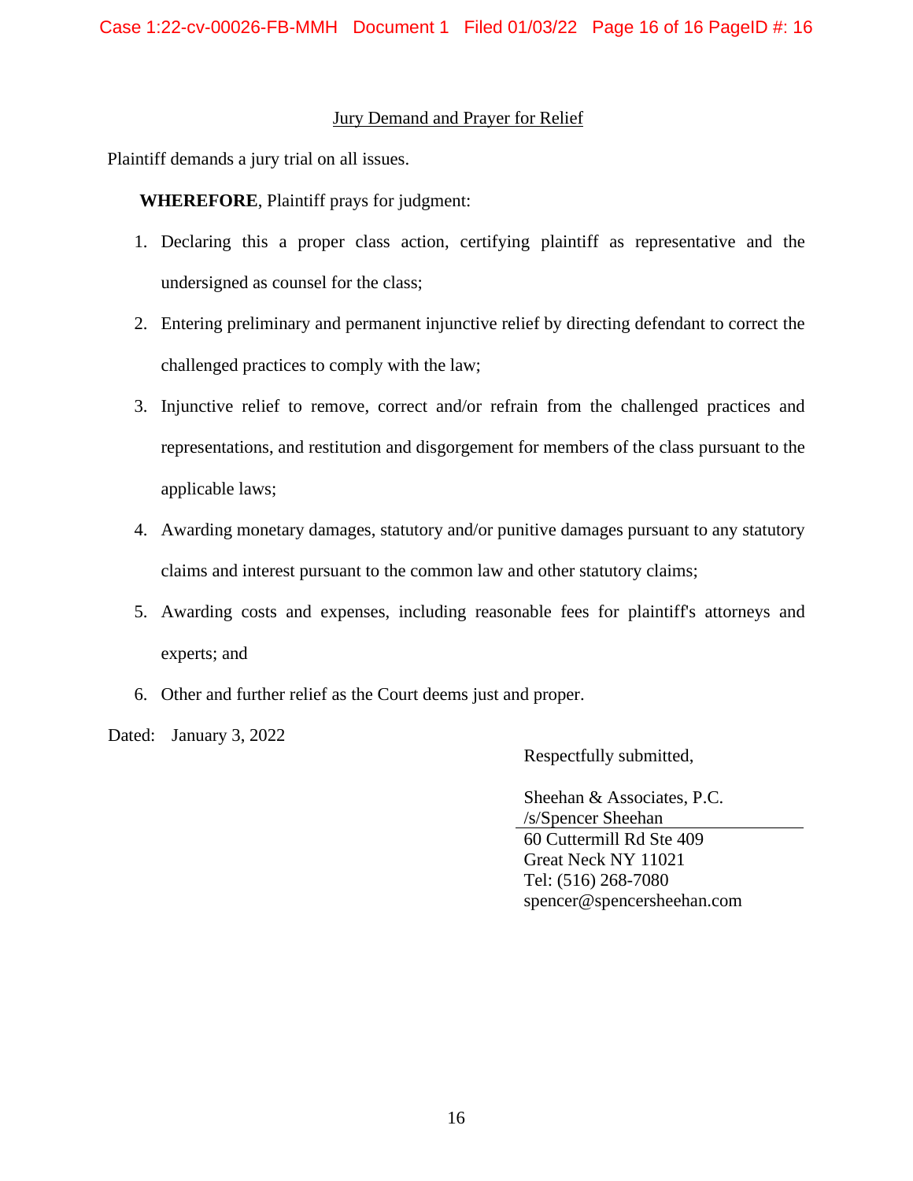## Jury Demand and Prayer for Relief

Plaintiff demands a jury trial on all issues.

**WHEREFORE**, Plaintiff prays for judgment:

1. Declaring this a proper class action, certifying plaintiff as representative and the undersigned as counsel for the class;
2. Entering preliminary and permanent injunctive relief by directing defendant to correct the challenged practices to comply with the law;
3. Injunctive relief to remove, correct and/or refrain from the challenged practices and representations, and restitution and disgorgement for members of the class pursuant to the applicable laws;
4. Awarding monetary damages, statutory and/or punitive damages pursuant to any statutory claims and interest pursuant to the common law and other statutory claims;
5. Awarding costs and expenses, including reasonable fees for plaintiff's attorneys and experts; and
6. Other and further relief as the Court deems just and proper.

Dated: January 3, 2022

Respectfully submitted,

Sheehan & Associates, P.C.
/s/Spencer Sheehan
60 Cuttermill Rd Ste 409
Great Neck NY 11021
Tel: (516) 268-7080
spencer@spencersheehan.com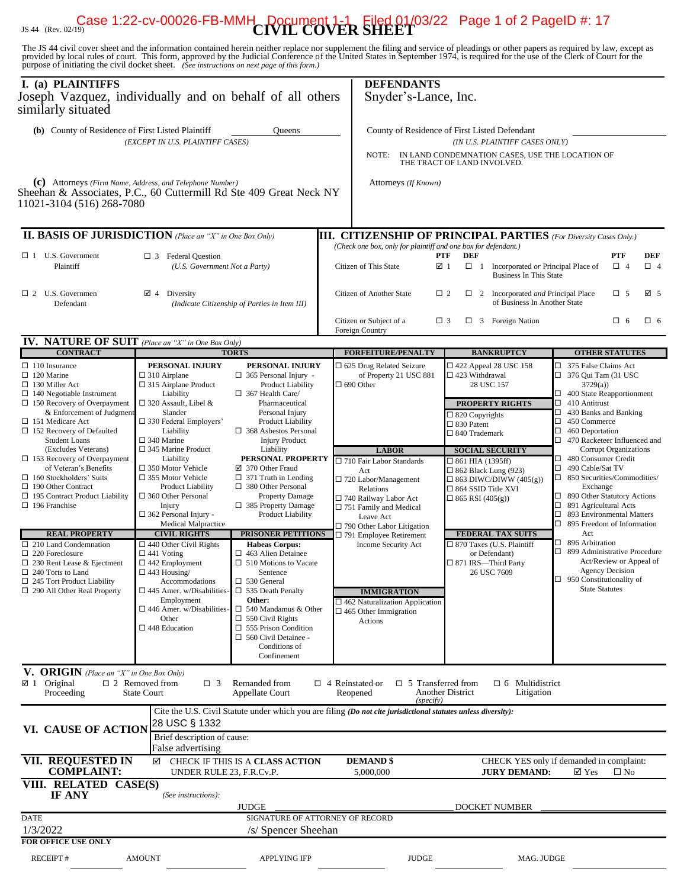JS 44 (Rev. 02/19)

# CIVIL COVER SHEET

The JS 44 civil cover sheet and the information contained herein neither replace nor supplement the filing and service of pleadings or other papers as required by law, except as provided by local rules of court. This form, approved by the Judicial Conference of the United States in September 1974, is required for the use of the Clerk of Court for the purpose of initiating the civil docket sheet. *(See instructions on next page of this form.)*

## I. (a) PLAINTIFFS

Joseph Vazquez, individually and on behalf of all others similarly situated

**(b)** County of Residence of First Listed Plaintiff: Queens
*(EXCEPT IN U.S. PLAINTIFF CASES)*

**(c)** Attorneys *(Firm Name, Address, and Telephone Number)*
Sheehan & Associates, P.C., 60 Cuttermill Rd Ste 409 Great Neck NY 11021-3104 (516) 268-7080

## DEFENDANTS

Snyder's-Lance, Inc.

County of Residence of First Listed Defendant
*(IN U.S. PLAINTIFF CASES ONLY)*

NOTE: IN LAND CONDEMNATION CASES, USE THE LOCATION OF THE TRACT OF LAND INVOLVED.

Attorneys *(If Known)*

## II. BASIS OF JURISDICTION *(Place an "X" in One Box Only)*

- ☐ 1 U.S. Government Plaintiff
- ☐ 3 Federal Question *(U.S. Government Not a Party)*
- ☐ 2 U.S. Government Defendant
- ☑ 4 Diversity *(Indicate Citizenship of Parties in Item III)*

## III. CITIZENSHIP OF PRINCIPAL PARTIES *(For Diversity Cases Only.)*

*(Check one box, only for plaintiff and one box for defendant.)*

| | PTF | DEF | | PTF | DEF |
|---|---|---|---|---|---|
| Citizen of This State | ☑ 1 | ☐ 1 | Incorporated *or* Principal Place of Business In This State | ☐ 4 | ☐ 4 |
| Citizen of Another State | ☐ 2 | ☐ 2 | Incorporated *and* Principal Place of Business In Another State | ☐ 5 | ☑ 5 |
| Citizen or Subject of a Foreign Country | ☐ 3 | ☐ 3 | Foreign Nation | ☐ 6 | ☐ 6 |

## IV. NATURE OF SUIT *(Place an "X" in One Box Only)*

**CONTRACT**
- ☐ 110 Insurance
- ☐ 120 Marine
- ☐ 130 Miller Act
- ☐ 140 Negotiable Instrument
- ☐ 150 Recovery of Overpayment & Enforcement of Judgment
- ☐ 151 Medicare Act
- ☐ 152 Recovery of Defaulted Student Loans (Excludes Veterans)
- ☐ 153 Recovery of Overpayment of Veteran's Benefits
- ☐ 160 Stockholders' Suits
- ☐ 190 Other Contract
- ☐ 195 Contract Product Liability
- ☐ 196 Franchise

**REAL PROPERTY**
- ☐ 210 Land Condemnation
- ☐ 220 Foreclosure
- ☐ 230 Rent Lease & Ejectment
- ☐ 240 Torts to Land
- ☐ 245 Tort Product Liability
- ☐ 290 All Other Real Property

**TORTS**

PERSONAL INJURY
- ☐ 310 Airplane
- ☐ 315 Airplane Product Liability
- ☐ 320 Assault, Libel & Slander
- ☐ 330 Federal Employers' Liability
- ☐ 340 Marine
- ☐ 345 Marine Product Liability
- ☐ 350 Motor Vehicle
- ☐ 355 Motor Vehicle Product Liability
- ☐ 360 Other Personal Injury
- ☐ 362 Personal Injury - Medical Malpractice

PERSONAL INJURY
- ☐ 365 Personal Injury - Product Liability
- ☐ 367 Health Care/ Pharmaceutical Personal Injury Product Liability
- ☐ 368 Asbestos Personal Injury Product Liability

PERSONAL PROPERTY
- ☑ 370 Other Fraud
- ☐ 371 Truth in Lending
- ☐ 380 Other Personal Property Damage
- ☐ 385 Property Damage Product Liability

**CIVIL RIGHTS**
- ☐ 440 Other Civil Rights
- ☐ 441 Voting
- ☐ 442 Employment
- ☐ 443 Housing/ Accommodations
- ☐ 445 Amer. w/Disabilities-Employment
- ☐ 446 Amer. w/Disabilities-Other
- ☐ 448 Education

**PRISONER PETITIONS**

Habeas Corpus:
- ☐ 463 Alien Detainee
- ☐ 510 Motions to Vacate Sentence
- ☐ 530 General
- ☐ 535 Death Penalty

Other:
- ☐ 540 Mandamus & Other
- ☐ 550 Civil Rights
- ☐ 555 Prison Condition
- ☐ 560 Civil Detainee - Conditions of Confinement

**FORFEITURE/PENALTY**
- ☐ 625 Drug Related Seizure of Property 21 USC 881
- ☐ 690 Other

**LABOR**
- ☐ 710 Fair Labor Standards Act
- ☐ 720 Labor/Management Relations
- ☐ 740 Railway Labor Act
- ☐ 751 Family and Medical Leave Act
- ☐ 790 Other Labor Litigation
- ☐ 791 Employee Retirement Income Security Act

**IMMIGRATION**
- ☐ 462 Naturalization Application
- ☐ 465 Other Immigration Actions

**BANKRUPTCY**
- ☐ 422 Appeal 28 USC 158
- ☐ 423 Withdrawal 28 USC 157

**PROPERTY RIGHTS**
- ☐ 820 Copyrights
- ☐ 830 Patent
- ☐ 840 Trademark

**SOCIAL SECURITY**
- ☐ 861 HIA (1395ff)
- ☐ 862 Black Lung (923)
- ☐ 863 DIWC/DIWW (405(g))
- ☐ 864 SSID Title XVI
- ☐ 865 RSI (405(g))

**FEDERAL TAX SUITS**
- ☐ 870 Taxes (U.S. Plaintiff or Defendant)
- ☐ 871 IRS—Third Party 26 USC 7609

**OTHER STATUTES**
- ☐ 375 False Claims Act
- ☐ 376 Qui Tam (31 USC 3729(a))
- ☐ 400 State Reapportionment
- ☐ 410 Antitrust
- ☐ 430 Banks and Banking
- ☐ 450 Commerce
- ☐ 460 Deportation
- ☐ 470 Racketeer Influenced and Corrupt Organizations
- ☐ 480 Consumer Credit
- ☐ 490 Cable/Sat TV
- ☐ 850 Securities/Commodities/ Exchange
- ☐ 890 Other Statutory Actions
- ☐ 891 Agricultural Acts
- ☐ 893 Environmental Matters
- ☐ 895 Freedom of Information Act
- ☐ 896 Arbitration
- ☐ 899 Administrative Procedure Act/Review or Appeal of Agency Decision
- ☐ 950 Constitutionality of State Statutes

## V. ORIGIN *(Place an "X" in One Box Only)*

- ☑ 1 Original Proceeding
- ☐ 2 Removed from State Court
- ☐ 3 Remanded from Appellate Court
- ☐ 4 Reinstated or Reopened
- ☐ 5 Transferred from Another District *(specify)*
- ☐ 6 Multidistrict Litigation

## VI. CAUSE OF ACTION

Cite the U.S. Civil Statute under which you are filing *(Do not cite jurisdictional statutes unless diversity)*:
28 USC § 1332

Brief description of cause:
False advertising

## VII. REQUESTED IN COMPLAINT:

☑ CHECK IF THIS IS A **CLASS ACTION** UNDER RULE 23, F.R.Cv.P.

**DEMAND $** 5,000,000

CHECK YES only if demanded in complaint:
**JURY DEMAND:** ☑ Yes ☐ No

## VIII. RELATED CASE(S) IF ANY

*(See instructions):*

JUDGE ________ DOCKET NUMBER ________

DATE: 1/3/2022

SIGNATURE OF ATTORNEY OF RECORD: /s/ Spencer Sheehan

**FOR OFFICE USE ONLY**

RECEIPT # ________ AMOUNT ________ APPLYING IFP ________ JUDGE ________ MAG. JUDGE ________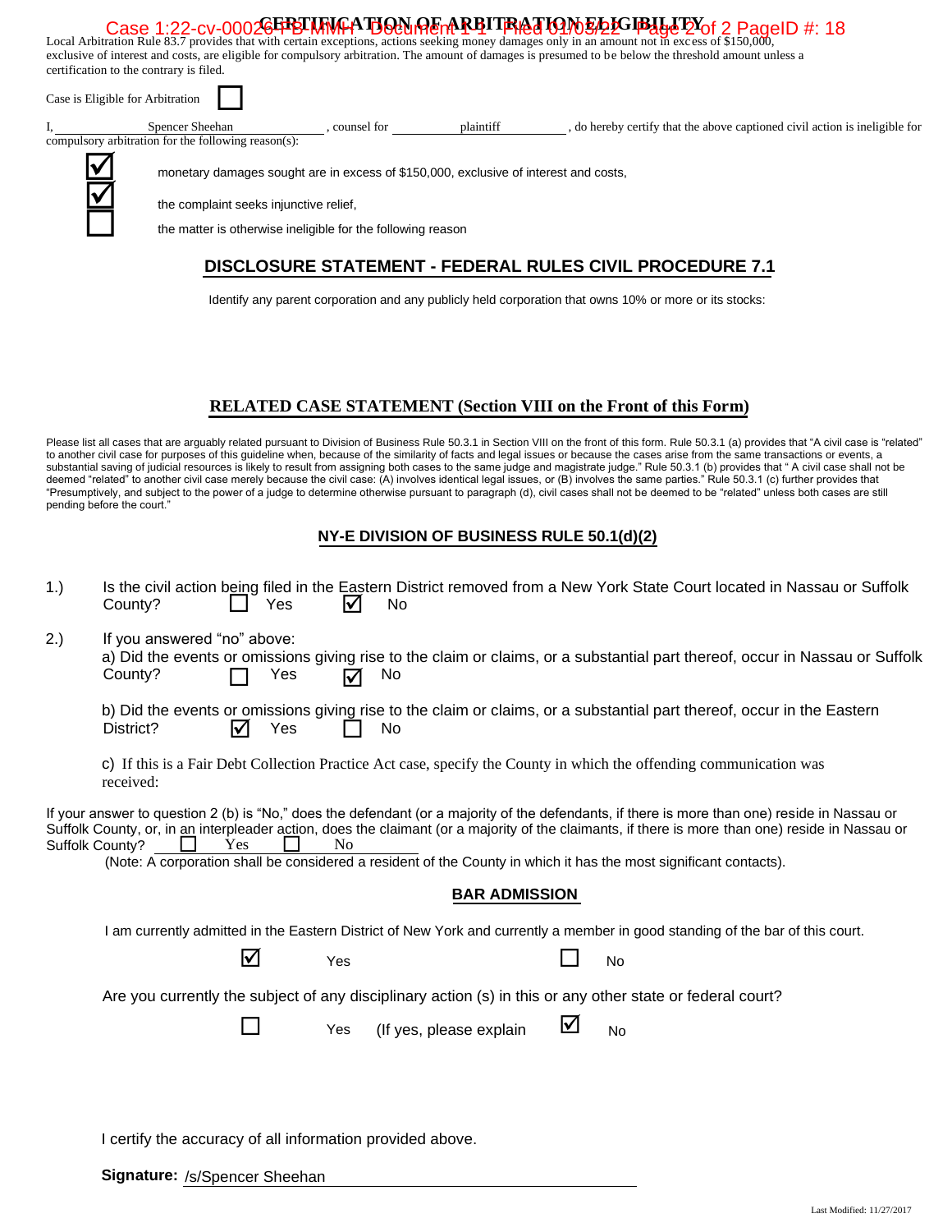## CERTIFICATION OF ARBITRATION ELIGIBILITY

Local Arbitration Rule 83.7 provides that with certain exceptions, actions seeking money damages only in an amount not in excess of $150,000, exclusive of interest and costs, are eligible for compulsory arbitration. The amount of damages is presumed to be below the threshold amount unless a certification to the contrary is filed.

Case is Eligible for Arbitration ☐

I, Spencer Sheehan, counsel for plaintiff, do hereby certify that the above captioned civil action is ineligible for compulsory arbitration for the following reason(s):

☑ monetary damages sought are in excess of $150,000, exclusive of interest and costs,

☑ the complaint seeks injunctive relief,

☐ the matter is otherwise ineligible for the following reason

## DISCLOSURE STATEMENT - FEDERAL RULES CIVIL PROCEDURE 7.1

Identify any parent corporation and any publicly held corporation that owns 10% or more or its stocks:

## RELATED CASE STATEMENT (Section VIII on the Front of this Form)

Please list all cases that are arguably related pursuant to Division of Business Rule 50.3.1 in Section VIII on the front of this form. Rule 50.3.1 (a) provides that "A civil case is "related" to another civil case for purposes of this guideline when, because of the similarity of facts and legal issues or because the cases arise from the same transactions or events, a substantial saving of judicial resources is likely to result from assigning both cases to the same judge and magistrate judge." Rule 50.3.1 (b) provides that " A civil case shall not be deemed "related" to another civil case merely because the civil case: (A) involves identical legal issues, or (B) involves the same parties." Rule 50.3.1 (c) further provides that "Presumptively, and subject to the power of a judge to determine otherwise pursuant to paragraph (d), civil cases shall not be deemed to be "related" unless both cases are still pending before the court."

## NY-E DIVISION OF BUSINESS RULE 50.1(d)(2)

1.) Is the civil action being filed in the Eastern District removed from a New York State Court located in Nassau or Suffolk County? ☐ Yes ☑ No

2.) If you answered "no" above:

a) Did the events or omissions giving rise to the claim or claims, or a substantial part thereof, occur in Nassau or Suffolk County? ☐ Yes ☑ No

b) Did the events or omissions giving rise to the claim or claims, or a substantial part thereof, occur in the Eastern District? ☑ Yes ☐ No

c) If this is a Fair Debt Collection Practice Act case, specify the County in which the offending communication was received:

If your answer to question 2 (b) is "No," does the defendant (or a majority of the defendants, if there is more than one) reside in Nassau or Suffolk County, or, in an interpleader action, does the claimant (or a majority of the claimants, if there is more than one) reside in Nassau or Suffolk County? ☐ Yes ☐ No

(Note: A corporation shall be considered a resident of the County in which it has the most significant contacts).

## BAR ADMISSION

I am currently admitted in the Eastern District of New York and currently a member in good standing of the bar of this court.

☑ Yes ☐ No

Are you currently the subject of any disciplinary action (s) in this or any other state or federal court?

☐ Yes (If yes, please explain ☑ No

I certify the accuracy of all information provided above.

**Signature:** /s/Spencer Sheehan

Last Modified: 11/27/2017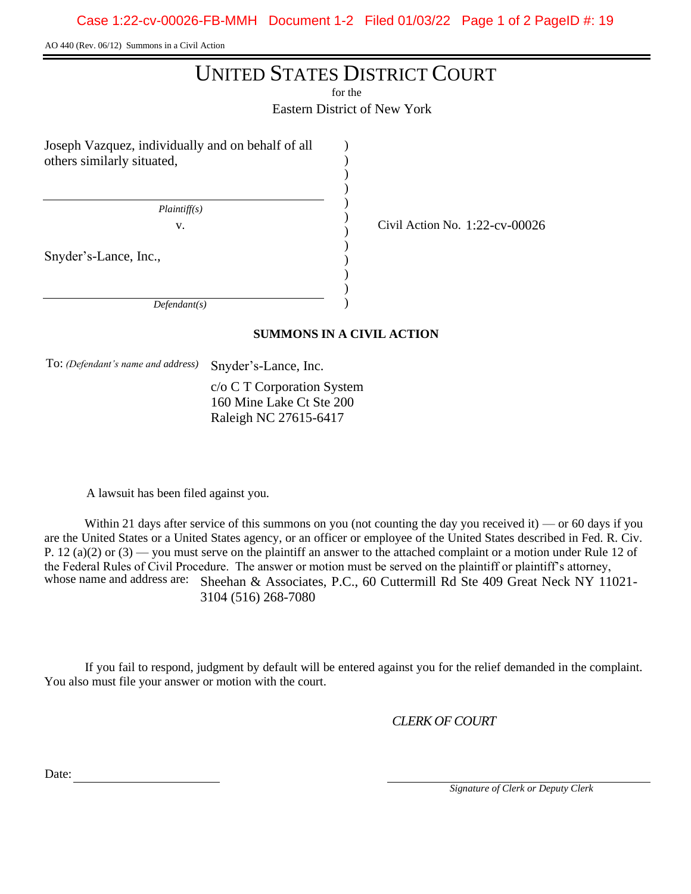AO 440 (Rev. 06/12) Summons in a Civil Action

# UNITED STATES DISTRICT COURT

for the

Eastern District of New York

Joseph Vazquez, individually and on behalf of all others similarly situated,

*Plaintiff(s)*

v.

Snyder's-Lance, Inc.,

*Defendant(s)*

Civil Action No. 1:22-cv-00026

**SUMMONS IN A CIVIL ACTION**

To: *(Defendant's name and address)* Snyder's-Lance, Inc.
c/o C T Corporation System
160 Mine Lake Ct Ste 200
Raleigh NC 27615-6417

A lawsuit has been filed against you.

Within 21 days after service of this summons on you (not counting the day you received it) — or 60 days if you are the United States or a United States agency, or an officer or employee of the United States described in Fed. R. Civ. P. 12 (a)(2) or (3) — you must serve on the plaintiff an answer to the attached complaint or a motion under Rule 12 of the Federal Rules of Civil Procedure. The answer or motion must be served on the plaintiff or plaintiff's attorney, whose name and address are: Sheehan & Associates, P.C., 60 Cuttermill Rd Ste 409 Great Neck NY 11021-3104 (516) 268-7080

If you fail to respond, judgment by default will be entered against you for the relief demanded in the complaint. You also must file your answer or motion with the court.

*CLERK OF COURT*

Date: ______________________

______________________
*Signature of Clerk or Deputy Clerk*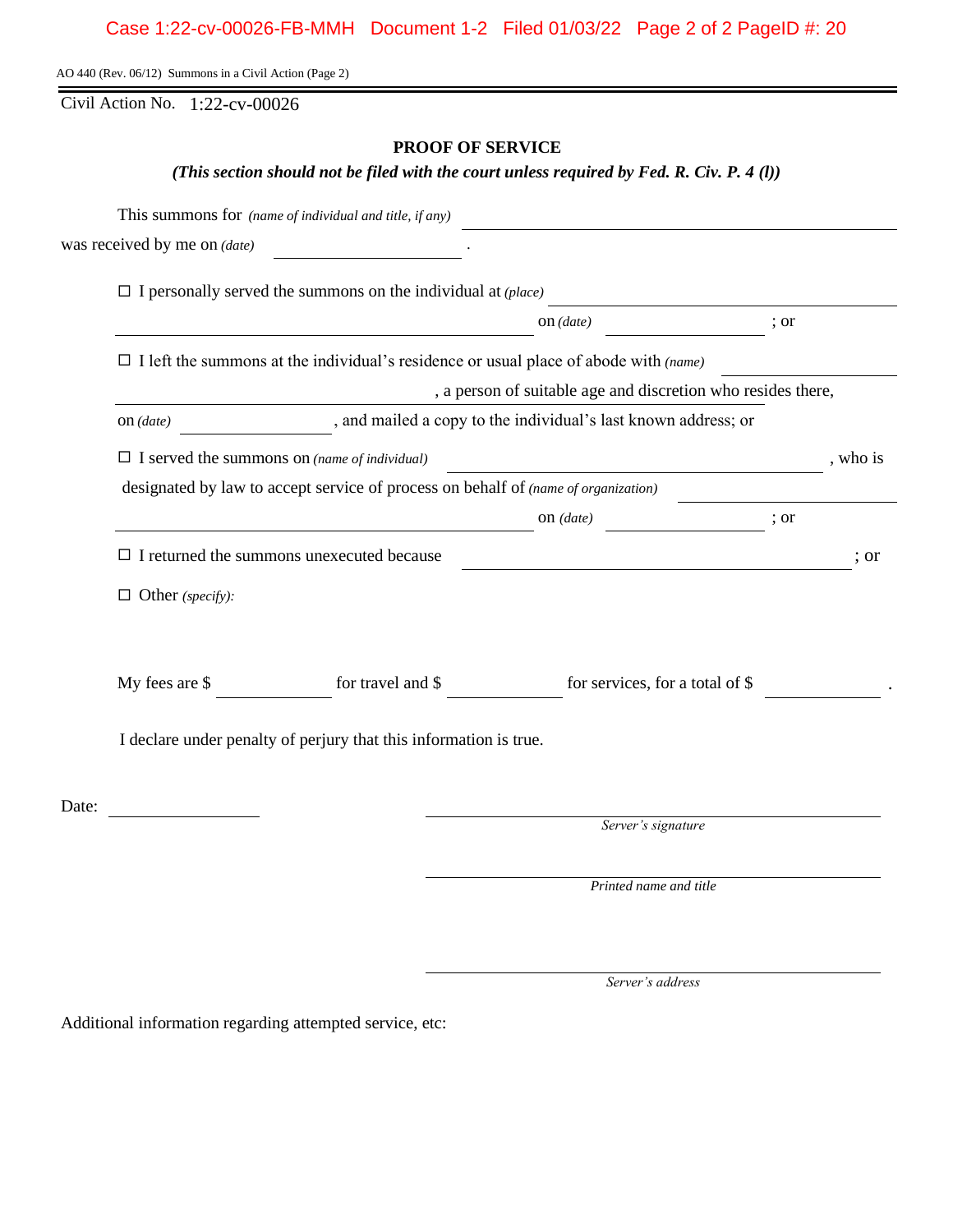AO 440 (Rev. 06/12) Summons in a Civil Action (Page 2)

Civil Action No. 1:22-cv-00026

## PROOF OF SERVICE

***(This section should not be filed with the court unless required by Fed. R. Civ. P. 4 (l))***

This summons for *(name of individual and title, if any)* ______________________________

was received by me on *(date)* ________________ .

☐ I personally served the summons on the individual at *(place)* ______________________________ on *(date)* ________________ ; or

☐ I left the summons at the individual's residence or usual place of abode with *(name)* ______________________________ , a person of suitable age and discretion who resides there, on *(date)* ________________ , and mailed a copy to the individual's last known address; or

☐ I served the summons on *(name of individual)* ______________________________ , who is designated by law to accept service of process on behalf of *(name of organization)* ______________________________ on *(date)* ________________ ; or

☐ I returned the summons unexecuted because ______________________________ ; or

☐ Other *(specify)*:

My fees are $ __________ for travel and $ __________ for services, for a total of $ __________ .

I declare under penalty of perjury that this information is true.

Date: ________________

______________________________
*Server's signature*

______________________________
*Printed name and title*

______________________________
*Server's address*

Additional information regarding attempted service, etc: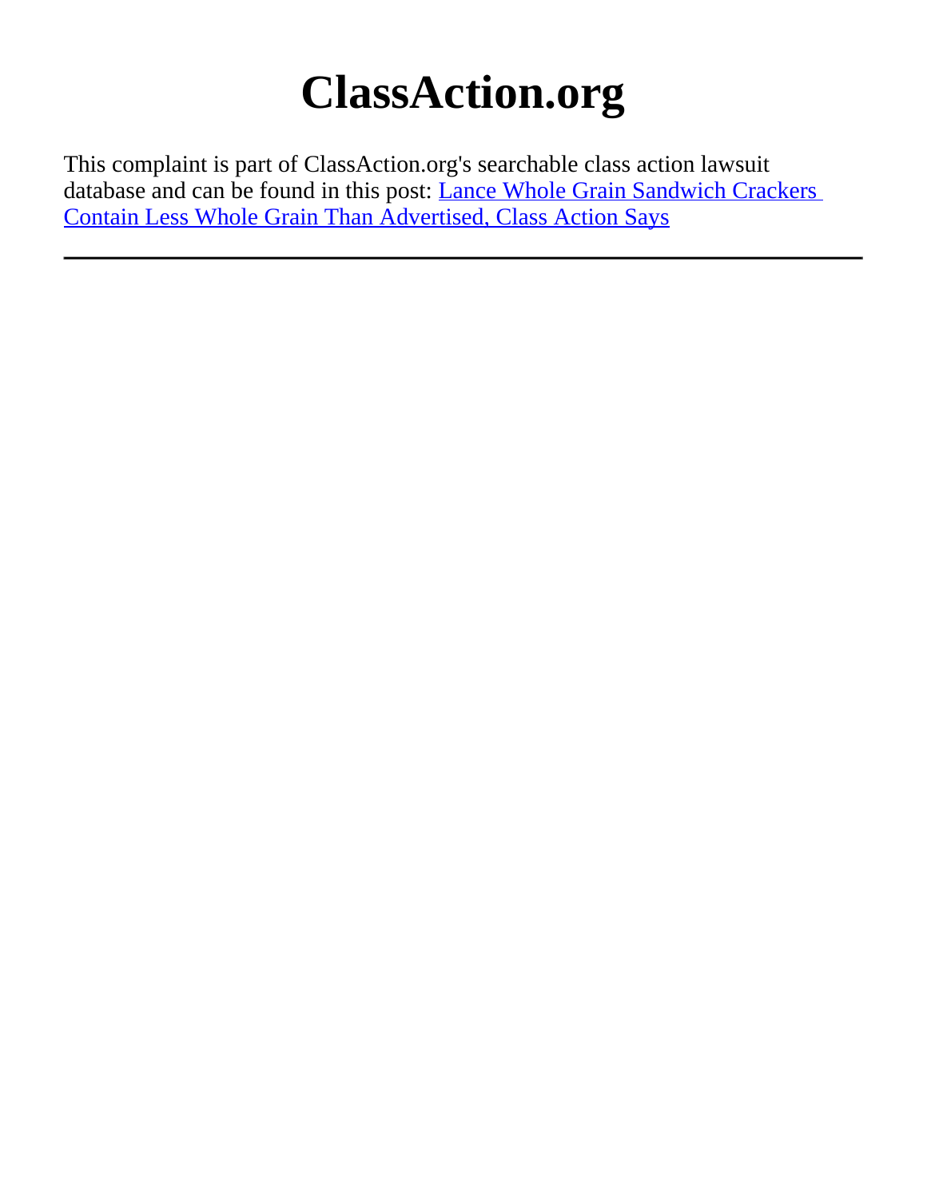# ClassAction.org

This complaint is part of ClassAction.org's searchable class action lawsuit database and can be found in this post: [Lance Whole Grain Sandwich Crackers Contain Less Whole Grain Than Advertised, Class Action Says]

---